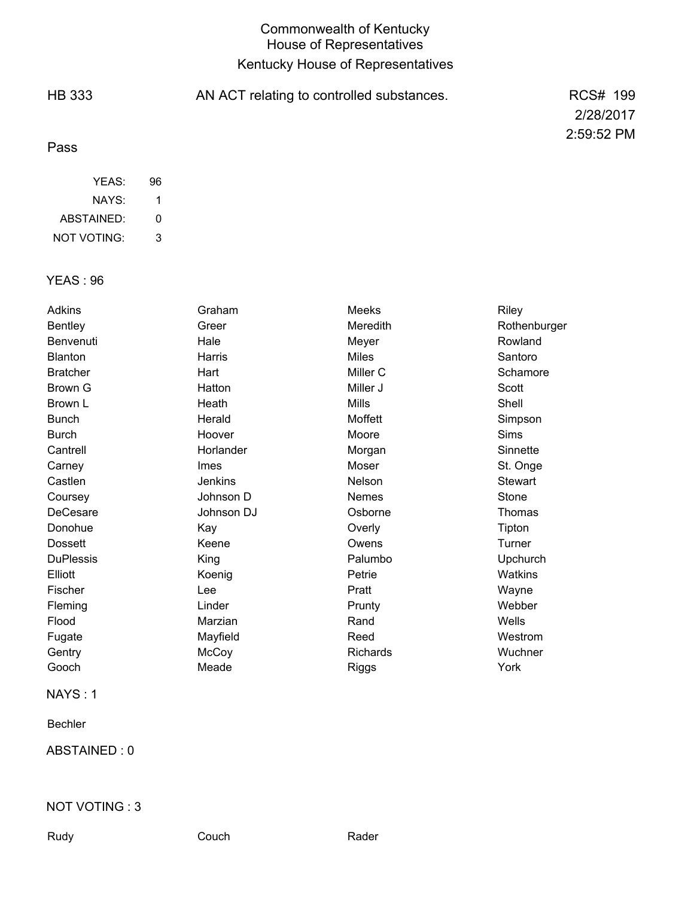# Commonwealth of Kentucky
## House of Representatives
## Kentucky House of Representatives

HB 333 — AN ACT relating to controlled substances. — RCS# 199

2/28/2017
2:59:52 PM

Pass

| | |
|---|---|
| YEAS: | 96 |
| NAYS: | 1 |
| ABSTAINED: | 0 |
| NOT VOTING: | 3 |

YEAS : 96

| | | | |
|---|---|---|---|
| Adkins | Graham | Meeks | Riley |
| Bentley | Greer | Meredith | Rothenburger |
| Benvenuti | Hale | Meyer | Rowland |
| Blanton | Harris | Miles | Santoro |
| Bratcher | Hart | Miller C | Schamore |
| Brown G | Hatton | Miller J | Scott |
| Brown L | Heath | Mills | Shell |
| Bunch | Herald | Moffett | Simpson |
| Burch | Hoover | Moore | Sims |
| Cantrell | Horlander | Morgan | Sinnette |
| Carney | Imes | Moser | St. Onge |
| Castlen | Jenkins | Nelson | Stewart |
| Coursey | Johnson D | Nemes | Stone |
| DeCesare | Johnson DJ | Osborne | Thomas |
| Donohue | Kay | Overly | Tipton |
| Dossett | Keene | Owens | Turner |
| DuPlessis | King | Palumbo | Upchurch |
| Elliott | Koenig | Petrie | Watkins |
| Fischer | Lee | Pratt | Wayne |
| Fleming | Linder | Prunty | Webber |
| Flood | Marzian | Rand | Wells |
| Fugate | Mayfield | Reed | Westrom |
| Gentry | McCoy | Richards | Wuchner |
| Gooch | Meade | Riggs | York |

NAYS : 1

Bechler

ABSTAINED : 0

NOT VOTING : 3

| | | |
|---|---|---|
| Rudy | Couch | Rader |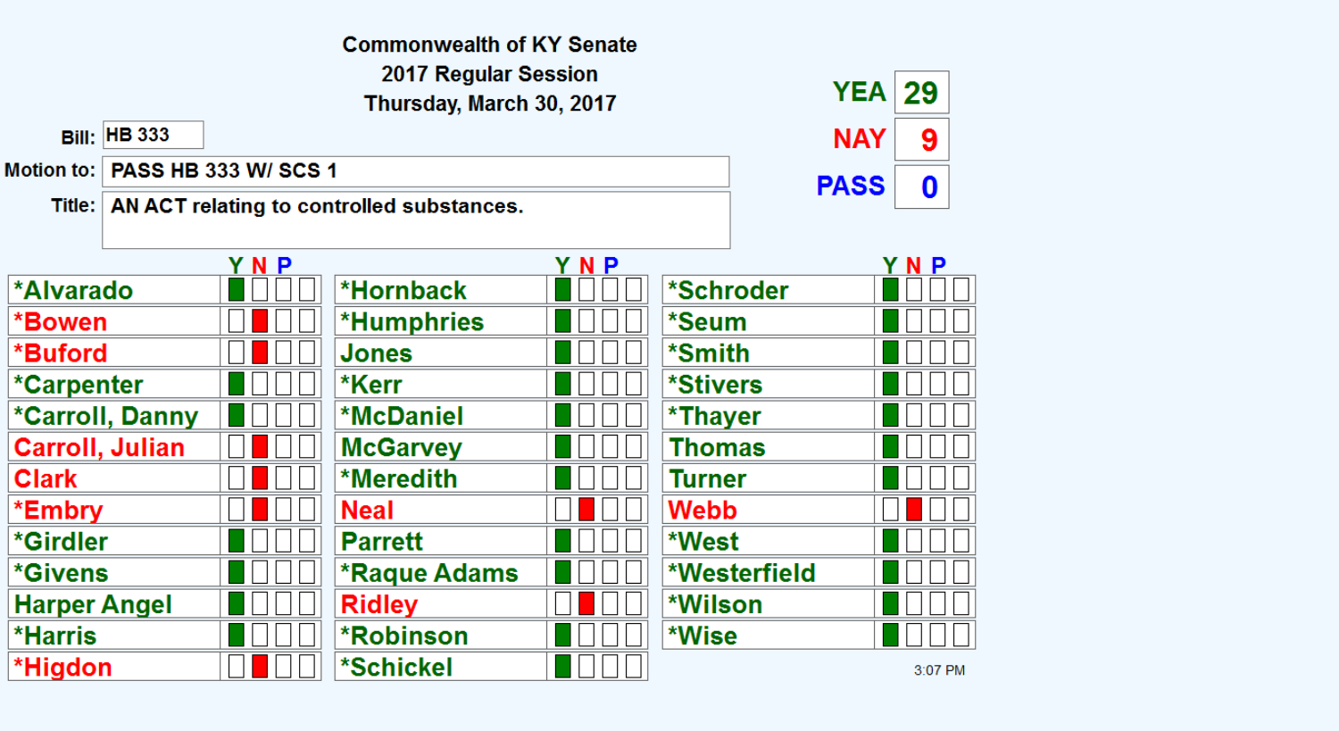**Commonwealth of KY Senate**
**2017 Regular Session**
**Thursday, March 30, 2017**

**Bill:** HB 333

**Motion to:** PASS HB 333 W/ SCS 1

**Title:** AN ACT relating to controlled substances.

| YEA | NAY | PASS |
|---|---|---|
| 29 | 9 | 0 |

| Member | Y | N | P | |
|---|---|---|---|---|
| *Alvarado | ■ | | | |
| *Bowen | | ■ | | |
| *Buford | | ■ | | |
| *Carpenter | ■ | | | |
| *Carroll, Danny | ■ | | | |
| Carroll, Julian | | ■ | | |
| Clark | | ■ | | |
| *Embry | | ■ | | |
| *Girdler | ■ | | | |
| *Givens | ■ | | | |
| Harper Angel | ■ | | | |
| *Harris | ■ | | | |
| *Higdon | | ■ | | |
| *Hornback | ■ | | | |
| *Humphries | ■ | | | |
| Jones | ■ | | | |
| *Kerr | ■ | | | |
| *McDaniel | ■ | | | |
| McGarvey | ■ | | | |
| *Meredith | ■ | | | |
| Neal | | ■ | | |
| Parrett | ■ | | | |
| *Raque Adams | ■ | | | |
| Ridley | | ■ | | |
| *Robinson | ■ | | | |
| *Schickel | ■ | | | |
| *Schroder | ■ | | | |
| *Seum | ■ | | | |
| *Smith | ■ | | | |
| *Stivers | ■ | | | |
| *Thayer | ■ | | | |
| Thomas | ■ | | | |
| Turner | ■ | | | |
| Webb | | ■ | | |
| *West | ■ | | | |
| *Westerfield | ■ | | | |
| *Wilson | ■ | | | |
| *Wise | ■ | | | |

3:07 PM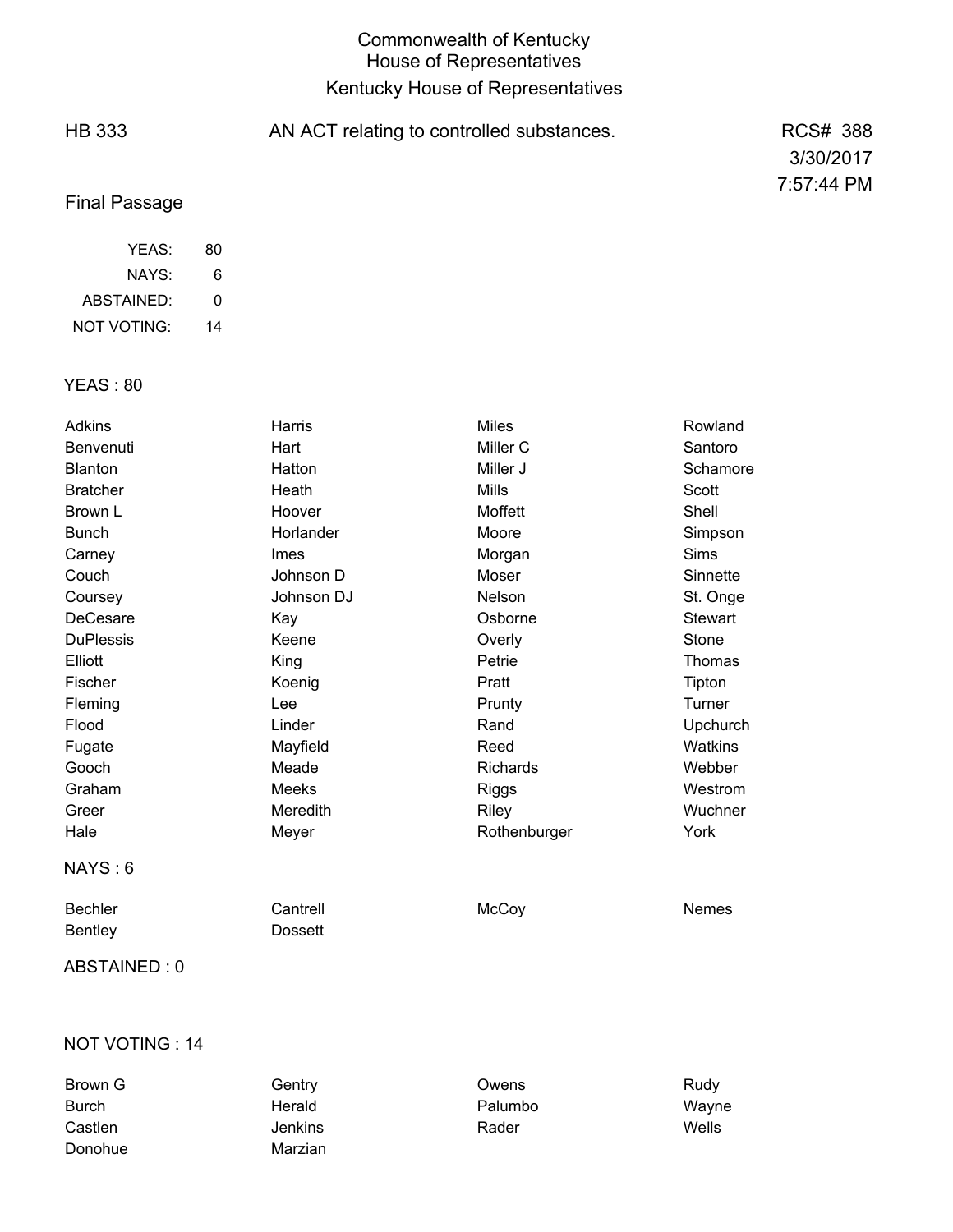# Commonwealth of Kentucky
## House of Representatives
## Kentucky House of Representatives

HB 333 — AN ACT relating to controlled substances. — RCS# 388

3/30/2017

7:57:44 PM

### Final Passage

| | |
|---|---|
| YEAS: | 80 |
| NAYS: | 6 |
| ABSTAINED: | 0 |
| NOT VOTING: | 14 |

### YEAS : 80

| | | | |
|---|---|---|---|
| Adkins | Harris | Miles | Rowland |
| Benvenuti | Hart | Miller C | Santoro |
| Blanton | Hatton | Miller J | Schamore |
| Bratcher | Heath | Mills | Scott |
| Brown L | Hoover | Moffett | Shell |
| Bunch | Horlander | Moore | Simpson |
| Carney | Imes | Morgan | Sims |
| Couch | Johnson D | Moser | Sinnette |
| Coursey | Johnson DJ | Nelson | St. Onge |
| DeCesare | Kay | Osborne | Stewart |
| DuPlessis | Keene | Overly | Stone |
| Elliott | King | Petrie | Thomas |
| Fischer | Koenig | Pratt | Tipton |
| Fleming | Lee | Prunty | Turner |
| Flood | Linder | Rand | Upchurch |
| Fugate | Mayfield | Reed | Watkins |
| Gooch | Meade | Richards | Webber |
| Graham | Meeks | Riggs | Westrom |
| Greer | Meredith | Riley | Wuchner |
| Hale | Meyer | Rothenburger | York |

### NAYS : 6

| | | | |
|---|---|---|---|
| Bechler | Cantrell | McCoy | Nemes |
| Bentley | Dossett | | |

### ABSTAINED : 0

### NOT VOTING : 14

| | | | |
|---|---|---|---|
| Brown G | Gentry | Owens | Rudy |
| Burch | Herald | Palumbo | Wayne |
| Castlen | Jenkins | Rader | Wells |
| Donohue | Marzian | | |